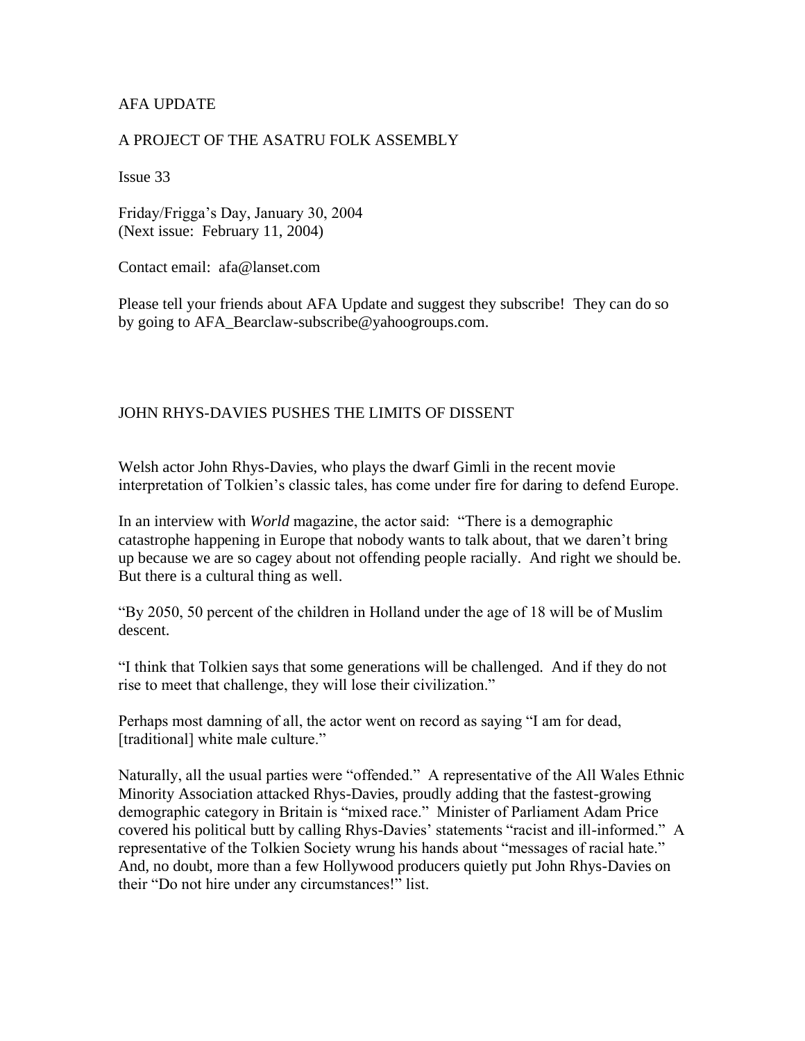AFA UPDATE

A PROJECT OF THE ASATRU FOLK ASSEMBLY

Issue 33

Friday/Frigga's Day, January 30, 2004
(Next issue: February 11, 2004)

Contact email: afa@lanset.com

Please tell your friends about AFA Update and suggest they subscribe! They can do so by going to AFA_Bearclaw-subscribe@yahoogroups.com.

## JOHN RHYS-DAVIES PUSHES THE LIMITS OF DISSENT

Welsh actor John Rhys-Davies, who plays the dwarf Gimli in the recent movie interpretation of Tolkien's classic tales, has come under fire for daring to defend Europe.

In an interview with *World* magazine, the actor said: "There is a demographic catastrophe happening in Europe that nobody wants to talk about, that we daren't bring up because we are so cagey about not offending people racially. And right we should be. But there is a cultural thing as well.

"By 2050, 50 percent of the children in Holland under the age of 18 will be of Muslim descent.

"I think that Tolkien says that some generations will be challenged. And if they do not rise to meet that challenge, they will lose their civilization."

Perhaps most damning of all, the actor went on record as saying "I am for dead, [traditional] white male culture."

Naturally, all the usual parties were "offended." A representative of the All Wales Ethnic Minority Association attacked Rhys-Davies, proudly adding that the fastest-growing demographic category in Britain is "mixed race." Minister of Parliament Adam Price covered his political butt by calling Rhys-Davies' statements "racist and ill-informed." A representative of the Tolkien Society wrung his hands about "messages of racial hate." And, no doubt, more than a few Hollywood producers quietly put John Rhys-Davies on their "Do not hire under any circumstances!" list.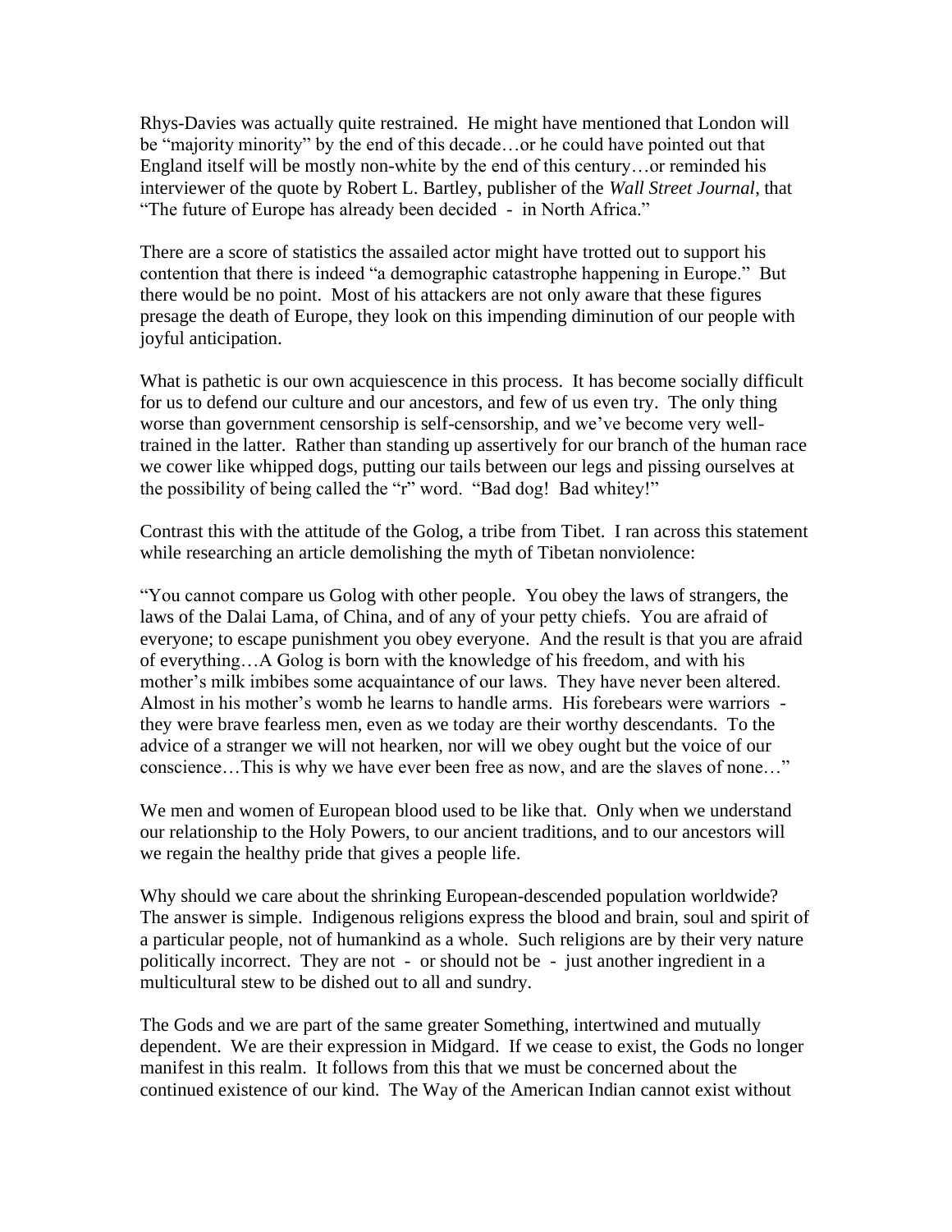Rhys-Davies was actually quite restrained. He might have mentioned that London will be "majority minority" by the end of this decade…or he could have pointed out that England itself will be mostly non-white by the end of this century…or reminded his interviewer of the quote by Robert L. Bartley, publisher of the *Wall Street Journal*, that "The future of Europe has already been decided - in North Africa."

There are a score of statistics the assailed actor might have trotted out to support his contention that there is indeed "a demographic catastrophe happening in Europe." But there would be no point. Most of his attackers are not only aware that these figures presage the death of Europe, they look on this impending diminution of our people with joyful anticipation.

What is pathetic is our own acquiescence in this process. It has become socially difficult for us to defend our culture and our ancestors, and few of us even try. The only thing worse than government censorship is self-censorship, and we've become very well-trained in the latter. Rather than standing up assertively for our branch of the human race we cower like whipped dogs, putting our tails between our legs and pissing ourselves at the possibility of being called the "r" word. "Bad dog! Bad whitey!"

Contrast this with the attitude of the Golog, a tribe from Tibet. I ran across this statement while researching an article demolishing the myth of Tibetan nonviolence:

"You cannot compare us Golog with other people. You obey the laws of strangers, the laws of the Dalai Lama, of China, and of any of your petty chiefs. You are afraid of everyone; to escape punishment you obey everyone. And the result is that you are afraid of everything…A Golog is born with the knowledge of his freedom, and with his mother's milk imbibes some acquaintance of our laws. They have never been altered. Almost in his mother's womb he learns to handle arms. His forebears were warriors - they were brave fearless men, even as we today are their worthy descendants. To the advice of a stranger we will not hearken, nor will we obey ought but the voice of our conscience…This is why we have ever been free as now, and are the slaves of none…"

We men and women of European blood used to be like that. Only when we understand our relationship to the Holy Powers, to our ancient traditions, and to our ancestors will we regain the healthy pride that gives a people life.

Why should we care about the shrinking European-descended population worldwide? The answer is simple. Indigenous religions express the blood and brain, soul and spirit of a particular people, not of humankind as a whole. Such religions are by their very nature politically incorrect. They are not - or should not be - just another ingredient in a multicultural stew to be dished out to all and sundry.

The Gods and we are part of the same greater Something, intertwined and mutually dependent. We are their expression in Midgard. If we cease to exist, the Gods no longer manifest in this realm. It follows from this that we must be concerned about the continued existence of our kind. The Way of the American Indian cannot exist without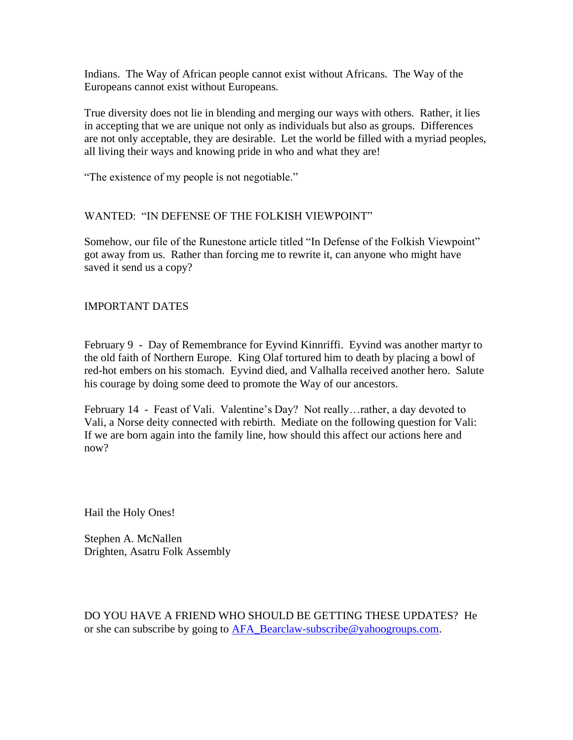Indians. The Way of African people cannot exist without Africans. The Way of the Europeans cannot exist without Europeans.

True diversity does not lie in blending and merging our ways with others. Rather, it lies in accepting that we are unique not only as individuals but also as groups. Differences are not only acceptable, they are desirable. Let the world be filled with a myriad peoples, all living their ways and knowing pride in who and what they are!

"The existence of my people is not negotiable."

## WANTED: "IN DEFENSE OF THE FOLKISH VIEWPOINT"

Somehow, our file of the Runestone article titled "In Defense of the Folkish Viewpoint" got away from us. Rather than forcing me to rewrite it, can anyone who might have saved it send us a copy?

## IMPORTANT DATES

February 9 - Day of Remembrance for Eyvind Kinnriffi. Eyvind was another martyr to the old faith of Northern Europe. King Olaf tortured him to death by placing a bowl of red-hot embers on his stomach. Eyvind died, and Valhalla received another hero. Salute his courage by doing some deed to promote the Way of our ancestors.

February 14 - Feast of Vali. Valentine's Day? Not really…rather, a day devoted to Vali, a Norse deity connected with rebirth. Mediate on the following question for Vali: If we are born again into the family line, how should this affect our actions here and now?

Hail the Holy Ones!

Stephen A. McNallen
Drighten, Asatru Folk Assembly

DO YOU HAVE A FRIEND WHO SHOULD BE GETTING THESE UPDATES? He or she can subscribe by going to AFA_Bearclaw-subscribe@yahoogroups.com.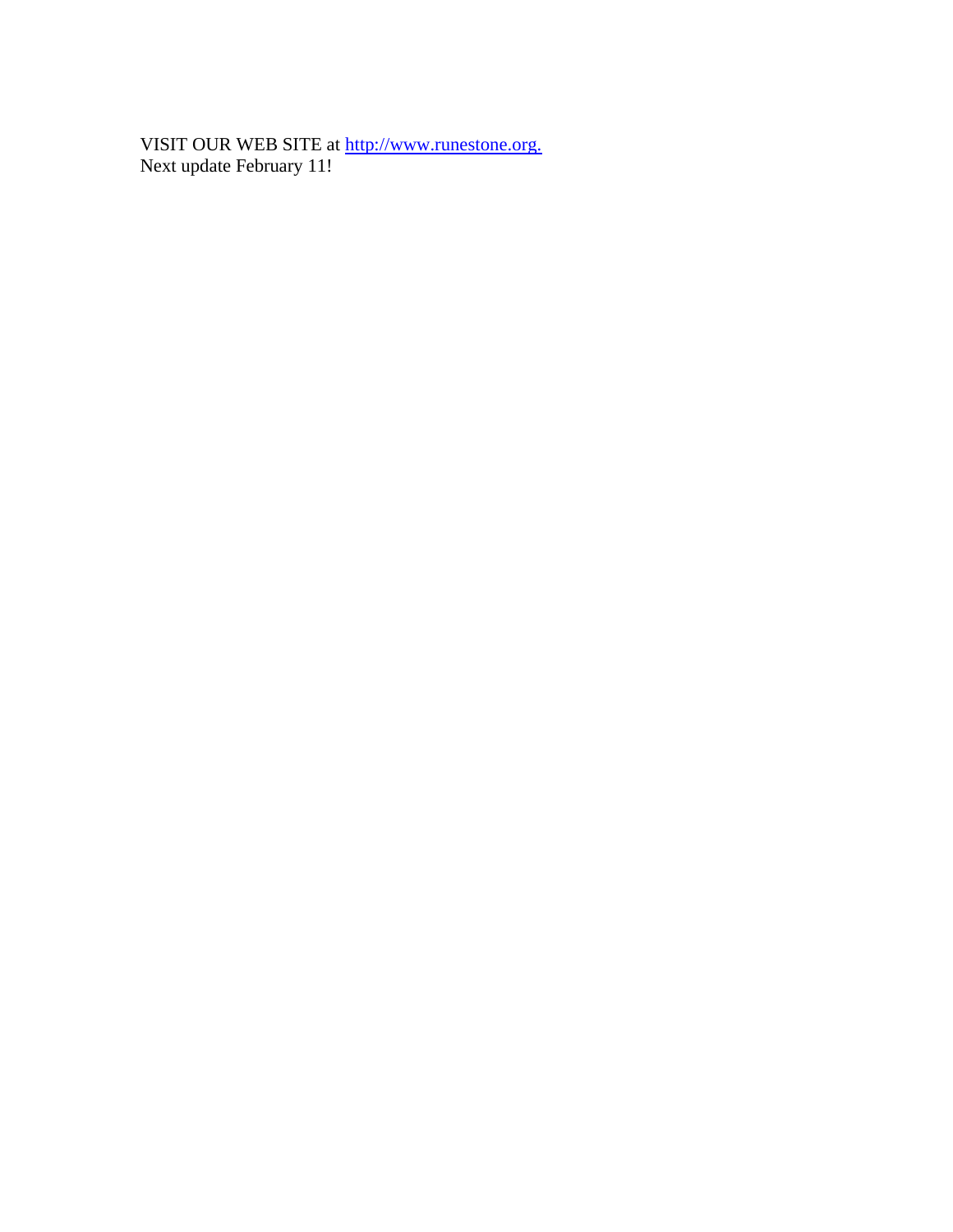VISIT OUR WEB SITE at [http://www.runestone.org.](http://www.runestone.org.)
Next update February 11!